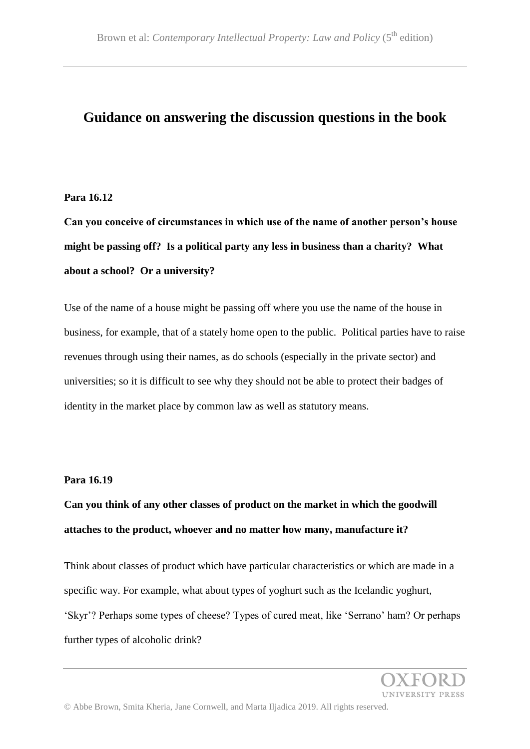# Guidance on answering the discussion questions in the book

**Para 16.12**

**Can you conceive of circumstances in which use of the name of another person's house might be passing off? Is a political party any less in business than a charity? What about a school? Or a university?**

Use of the name of a house might be passing off where you use the name of the house in business, for example, that of a stately home open to the public. Political parties have to raise revenues through using their names, as do schools (especially in the private sector) and universities; so it is difficult to see why they should not be able to protect their badges of identity in the market place by common law as well as statutory means.

**Para 16.19**

**Can you think of any other classes of product on the market in which the goodwill attaches to the product, whoever and no matter how many, manufacture it?**

Think about classes of product which have particular characteristics or which are made in a specific way. For example, what about types of yoghurt such as the Icelandic yoghurt, 'Skyr'? Perhaps some types of cheese? Types of cured meat, like 'Serrano' ham? Or perhaps further types of alcoholic drink?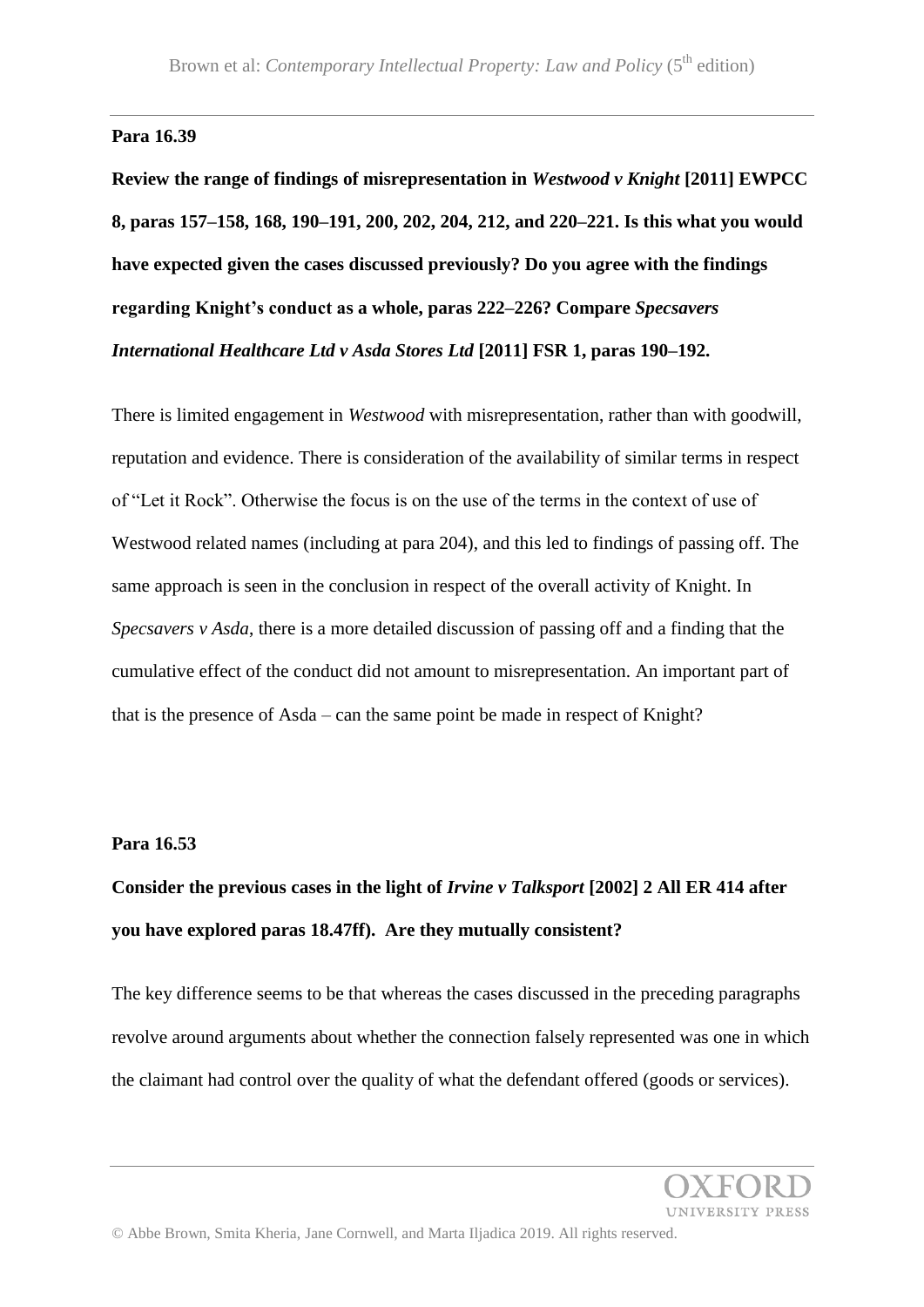**Para 16.39**

**Review the range of findings of misrepresentation in *Westwood v Knight* [2011] EWPCC 8, paras 157–158, 168, 190–191, 200, 202, 204, 212, and 220–221. Is this what you would have expected given the cases discussed previously? Do you agree with the findings regarding Knight's conduct as a whole, paras 222–226? Compare *Specsavers International Healthcare Ltd v Asda Stores Ltd* [2011] FSR 1, paras 190–192.**

There is limited engagement in *Westwood* with misrepresentation, rather than with goodwill, reputation and evidence. There is consideration of the availability of similar terms in respect of "Let it Rock". Otherwise the focus is on the use of the terms in the context of use of Westwood related names (including at para 204), and this led to findings of passing off. The same approach is seen in the conclusion in respect of the overall activity of Knight. In *Specsavers v Asda*, there is a more detailed discussion of passing off and a finding that the cumulative effect of the conduct did not amount to misrepresentation. An important part of that is the presence of Asda – can the same point be made in respect of Knight?

**Para 16.53**

**Consider the previous cases in the light of *Irvine v Talksport* [2002] 2 All ER 414 after you have explored paras 18.47ff). Are they mutually consistent?**

The key difference seems to be that whereas the cases discussed in the preceding paragraphs revolve around arguments about whether the connection falsely represented was one in which the claimant had control over the quality of what the defendant offered (goods or services).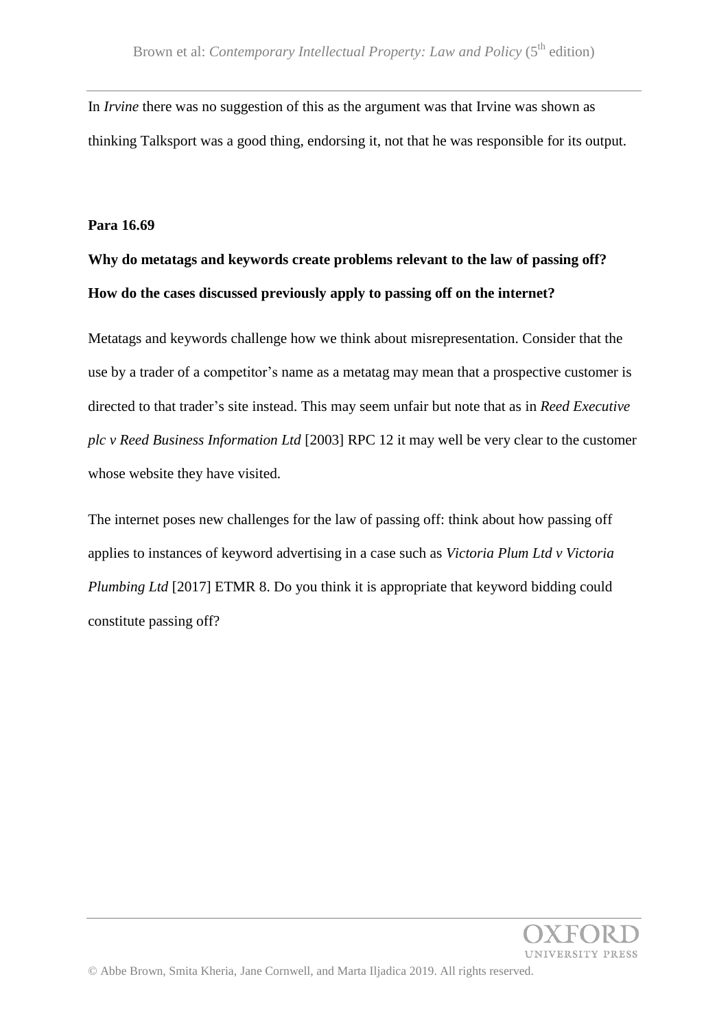In *Irvine* there was no suggestion of this as the argument was that Irvine was shown as thinking Talksport was a good thing, endorsing it, not that he was responsible for its output.

**Para 16.69**

**Why do metatags and keywords create problems relevant to the law of passing off? How do the cases discussed previously apply to passing off on the internet?**

Metatags and keywords challenge how we think about misrepresentation. Consider that the use by a trader of a competitor's name as a metatag may mean that a prospective customer is directed to that trader's site instead. This may seem unfair but note that as in *Reed Executive plc v Reed Business Information Ltd* [2003] RPC 12 it may well be very clear to the customer whose website they have visited.

The internet poses new challenges for the law of passing off: think about how passing off applies to instances of keyword advertising in a case such as *Victoria Plum Ltd v Victoria Plumbing Ltd* [2017] ETMR 8. Do you think it is appropriate that keyword bidding could constitute passing off?